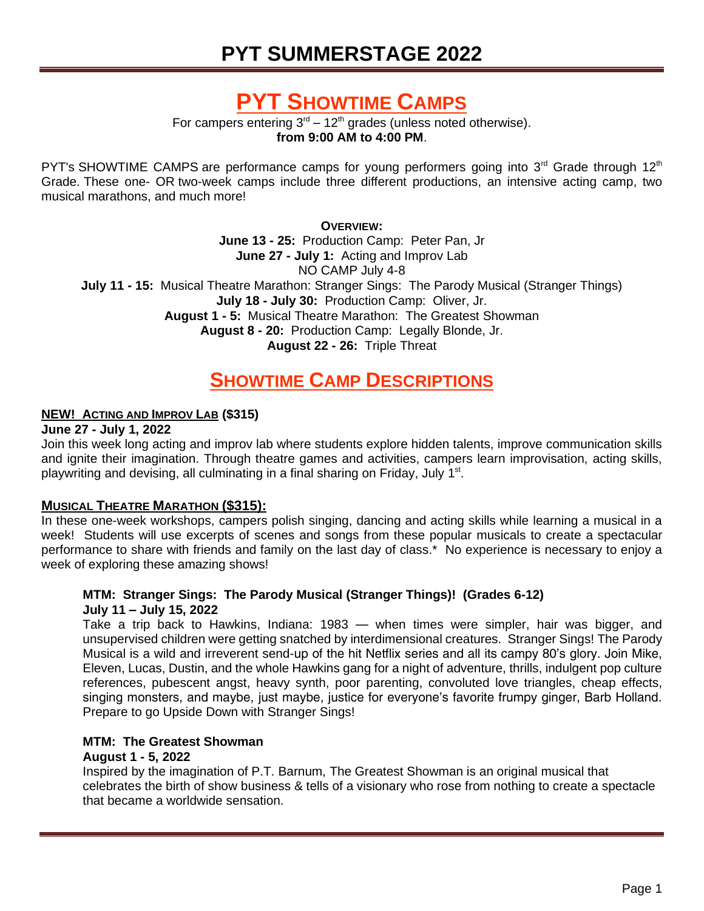# PYT SUMMERSTAGE 2022

## PYT SHOWTIME CAMPS

For campers entering 3rd – 12th grades (unless noted otherwise).
**from 9:00 AM to 4:00 PM**.

PYT's SHOWTIME CAMPS are performance camps for young performers going into 3rd Grade through 12th Grade. These one- OR two-week camps include three different productions, an intensive acting camp, two musical marathons, and much more!

**OVERVIEW:**

**June 13 - 25:** Production Camp: Peter Pan, Jr
**June 27 - July 1:** Acting and Improv Lab
NO CAMP July 4-8
**July 11 - 15:** Musical Theatre Marathon: Stranger Sings: The Parody Musical (Stranger Things)
**July 18 - July 30:** Production Camp: Oliver, Jr.
**August 1 - 5:** Musical Theatre Marathon: The Greatest Showman
**August 8 - 20:** Production Camp: Legally Blonde, Jr.
**August 22 - 26:** Triple Threat

## SHOWTIME CAMP DESCRIPTIONS

**NEW! ACTING AND IMPROV LAB ($315)**
**June 27 - July 1, 2022**
Join this week long acting and improv lab where students explore hidden talents, improve communication skills and ignite their imagination. Through theatre games and activities, campers learn improvisation, acting skills, playwriting and devising, all culminating in a final sharing on Friday, July 1st.

**MUSICAL THEATRE MARATHON ($315):**
In these one-week workshops, campers polish singing, dancing and acting skills while learning a musical in a week! Students will use excerpts of scenes and songs from these popular musicals to create a spectacular performance to share with friends and family on the last day of class.* No experience is necessary to enjoy a week of exploring these amazing shows!

**MTM: Stranger Sings: The Parody Musical (Stranger Things)! (Grades 6-12)**
**July 11 – July 15, 2022**
Take a trip back to Hawkins, Indiana: 1983 — when times were simpler, hair was bigger, and unsupervised children were getting snatched by interdimensional creatures. Stranger Sings! The Parody Musical is a wild and irreverent send-up of the hit Netflix series and all its campy 80's glory. Join Mike, Eleven, Lucas, Dustin, and the whole Hawkins gang for a night of adventure, thrills, indulgent pop culture references, pubescent angst, heavy synth, poor parenting, convoluted love triangles, cheap effects, singing monsters, and maybe, just maybe, justice for everyone's favorite frumpy ginger, Barb Holland. Prepare to go Upside Down with Stranger Sings!

**MTM: The Greatest Showman**
**August 1 - 5, 2022**
Inspired by the imagination of P.T. Barnum, The Greatest Showman is an original musical that celebrates the birth of show business & tells of a visionary who rose from nothing to create a spectacle that became a worldwide sensation.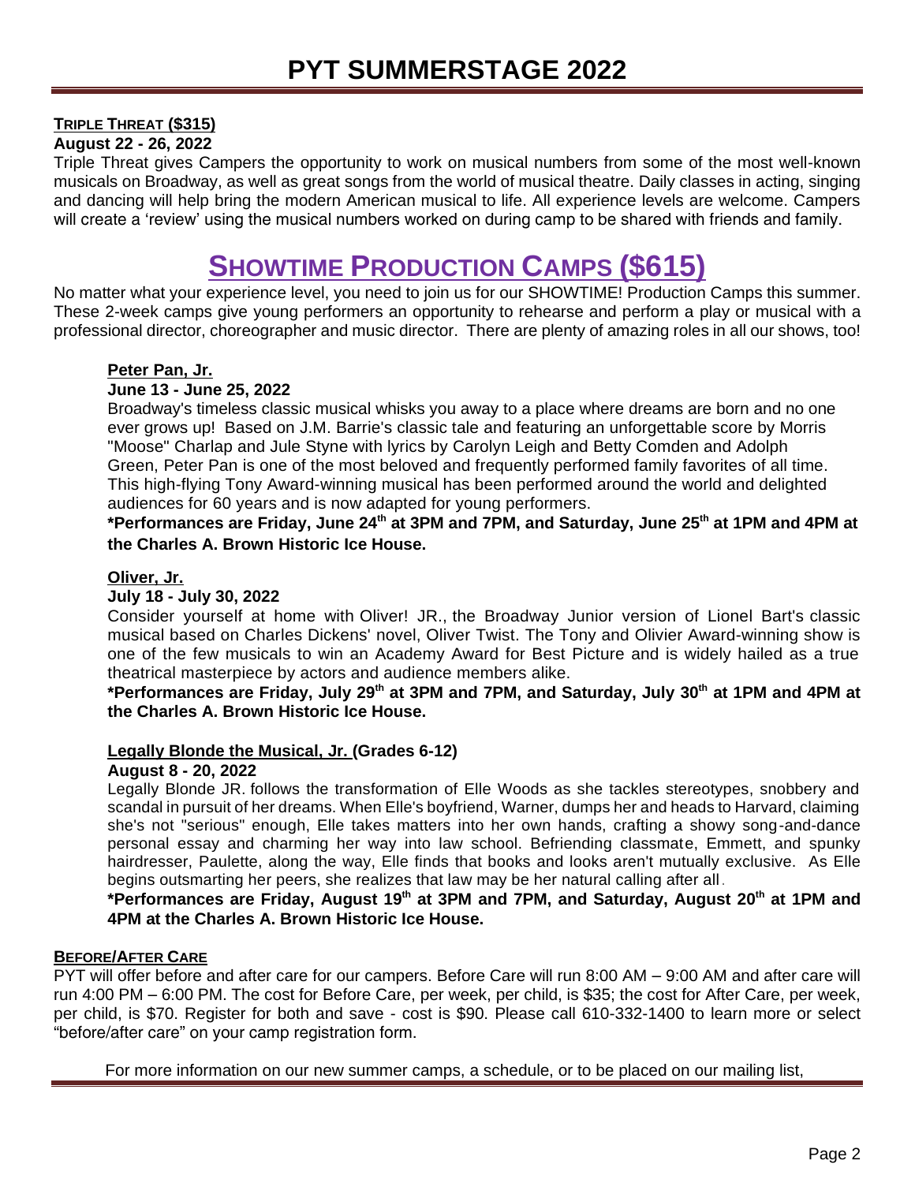# PYT SUMMERSTAGE 2022

**TRIPLE THREAT ($315)**

**August 22 - 26, 2022**

Triple Threat gives Campers the opportunity to work on musical numbers from some of the most well-known musicals on Broadway, as well as great songs from the world of musical theatre. Daily classes in acting, singing and dancing will help bring the modern American musical to life. All experience levels are welcome. Campers will create a 'review' using the musical numbers worked on during camp to be shared with friends and family.

## SHOWTIME PRODUCTION CAMPS ($615)

No matter what your experience level, you need to join us for our SHOWTIME! Production Camps this summer. These 2-week camps give young performers an opportunity to rehearse and perform a play or musical with a professional director, choreographer and music director. There are plenty of amazing roles in all our shows, too!

**Peter Pan, Jr.**

**June 13 - June 25, 2022**

Broadway's timeless classic musical whisks you away to a place where dreams are born and no one ever grows up! Based on J.M. Barrie's classic tale and featuring an unforgettable score by Morris "Moose" Charlap and Jule Styne with lyrics by Carolyn Leigh and Betty Comden and Adolph Green, Peter Pan is one of the most beloved and frequently performed family favorites of all time. This high-flying Tony Award-winning musical has been performed around the world and delighted audiences for 60 years and is now adapted for young performers.

**\*Performances are Friday, June 24th at 3PM and 7PM, and Saturday, June 25th at 1PM and 4PM at the Charles A. Brown Historic Ice House.**

**Oliver, Jr.**

**July 18 - July 30, 2022**

Consider yourself at home with Oliver! JR., the Broadway Junior version of Lionel Bart's classic musical based on Charles Dickens' novel, Oliver Twist. The Tony and Olivier Award-winning show is one of the few musicals to win an Academy Award for Best Picture and is widely hailed as a true theatrical masterpiece by actors and audience members alike.

**\*Performances are Friday, July 29th at 3PM and 7PM, and Saturday, July 30th at 1PM and 4PM at the Charles A. Brown Historic Ice House.**

**Legally Blonde the Musical, Jr. (Grades 6-12)**

**August 8 - 20, 2022**

Legally Blonde JR. follows the transformation of Elle Woods as she tackles stereotypes, snobbery and scandal in pursuit of her dreams. When Elle's boyfriend, Warner, dumps her and heads to Harvard, claiming she's not "serious" enough, Elle takes matters into her own hands, crafting a showy song-and-dance personal essay and charming her way into law school. Befriending classmate, Emmett, and spunky hairdresser, Paulette, along the way, Elle finds that books and looks aren't mutually exclusive. As Elle begins outsmarting her peers, she realizes that law may be her natural calling after all.

**\*Performances are Friday, August 19th at 3PM and 7PM, and Saturday, August 20th at 1PM and 4PM at the Charles A. Brown Historic Ice House.**

**BEFORE/AFTER CARE**

PYT will offer before and after care for our campers. Before Care will run 8:00 AM – 9:00 AM and after care will run 4:00 PM – 6:00 PM. The cost for Before Care, per week, per child, is $35; the cost for After Care, per week, per child, is $70. Register for both and save - cost is $90. Please call 610-332-1400 to learn more or select "before/after care" on your camp registration form.

For more information on our new summer camps, a schedule, or to be placed on our mailing list,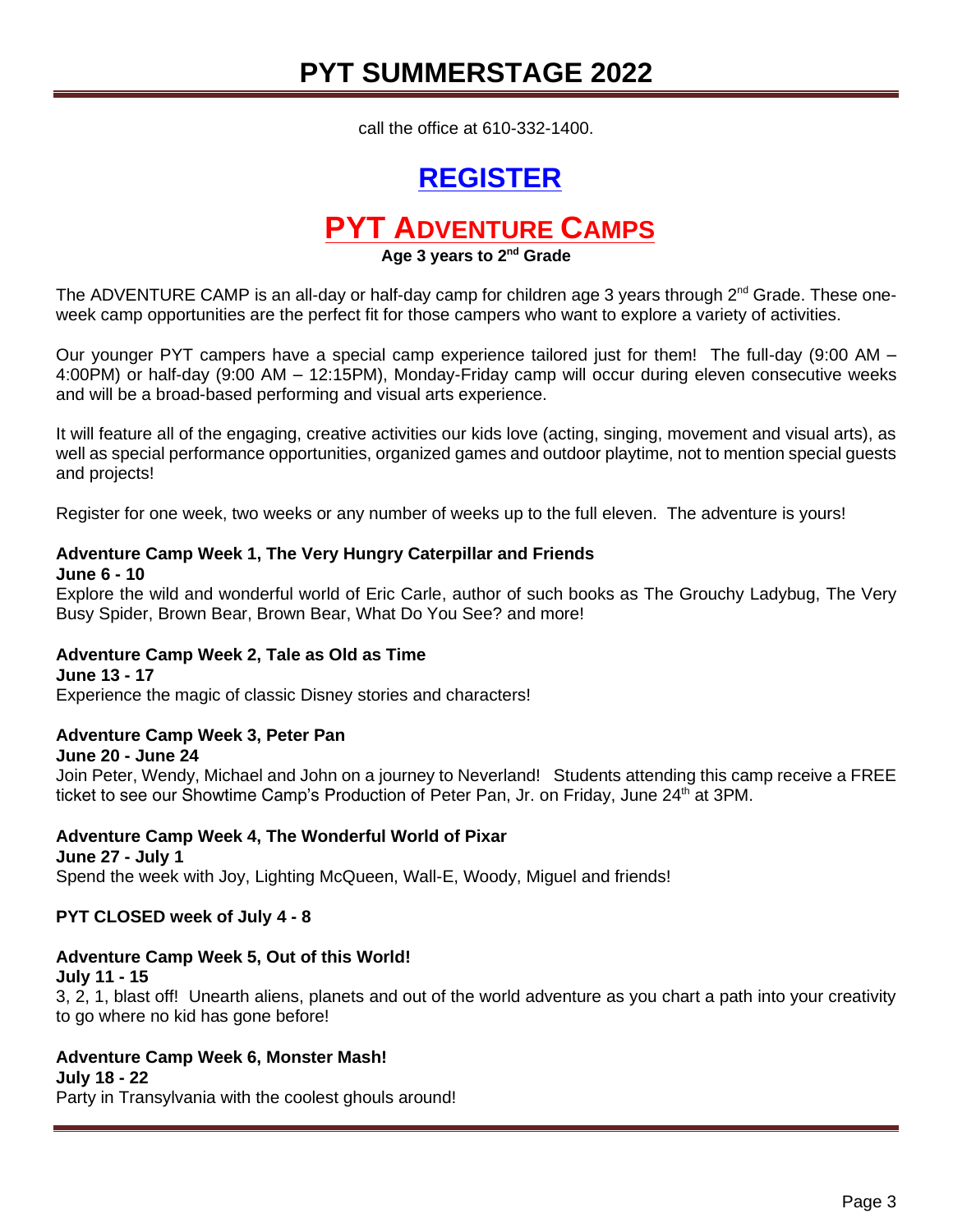call the office at 610-332-1400.

## REGISTER

# PYT ADVENTURE CAMPS

**Age 3 years to 2nd Grade**

The ADVENTURE CAMP is an all-day or half-day camp for children age 3 years through 2nd Grade. These one-week camp opportunities are the perfect fit for those campers who want to explore a variety of activities.

Our younger PYT campers have a special camp experience tailored just for them! The full-day (9:00 AM – 4:00PM) or half-day (9:00 AM – 12:15PM), Monday-Friday camp will occur during eleven consecutive weeks and will be a broad-based performing and visual arts experience.

It will feature all of the engaging, creative activities our kids love (acting, singing, movement and visual arts), as well as special performance opportunities, organized games and outdoor playtime, not to mention special guests and projects!

Register for one week, two weeks or any number of weeks up to the full eleven. The adventure is yours!

**Adventure Camp Week 1, The Very Hungry Caterpillar and Friends**
**June 6 - 10**
Explore the wild and wonderful world of Eric Carle, author of such books as The Grouchy Ladybug, The Very Busy Spider, Brown Bear, Brown Bear, What Do You See? and more!

**Adventure Camp Week 2, Tale as Old as Time**
**June 13 - 17**
Experience the magic of classic Disney stories and characters!

**Adventure Camp Week 3, Peter Pan**
**June 20 - June 24**
Join Peter, Wendy, Michael and John on a journey to Neverland! Students attending this camp receive a FREE ticket to see our Showtime Camp's Production of Peter Pan, Jr. on Friday, June 24th at 3PM.

**Adventure Camp Week 4, The Wonderful World of Pixar**
**June 27 - July 1**
Spend the week with Joy, Lighting McQueen, Wall-E, Woody, Miguel and friends!

**PYT CLOSED week of July 4 - 8**

**Adventure Camp Week 5, Out of this World!**
**July 11 - 15**
3, 2, 1, blast off! Unearth aliens, planets and out of the world adventure as you chart a path into your creativity to go where no kid has gone before!

**Adventure Camp Week 6, Monster Mash!**
**July 18 - 22**
Party in Transylvania with the coolest ghouls around!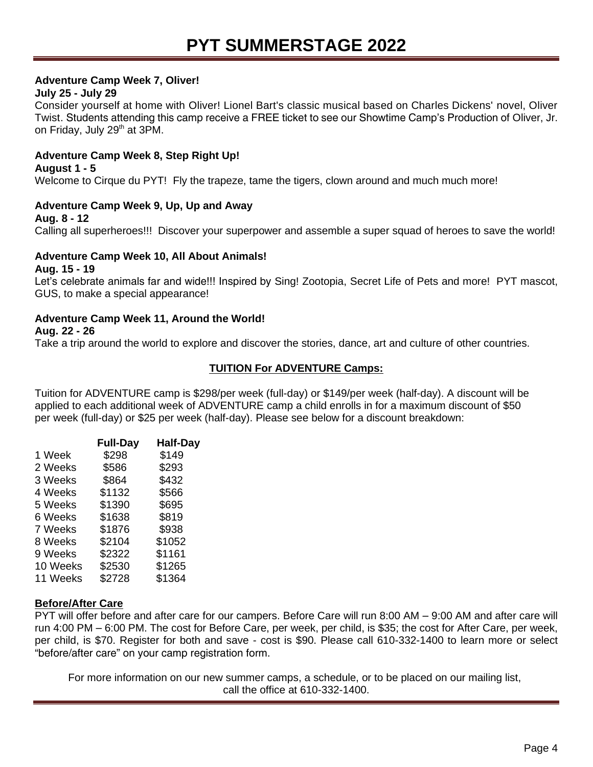# PYT SUMMERSTAGE 2022

**Adventure Camp Week 7, Oliver!**
**July 25 - July 29**
Consider yourself at home with Oliver! Lionel Bart's classic musical based on Charles Dickens' novel, Oliver Twist. Students attending this camp receive a FREE ticket to see our Showtime Camp's Production of Oliver, Jr. on Friday, July 29th at 3PM.

**Adventure Camp Week 8, Step Right Up!**
**August 1 - 5**
Welcome to Cirque du PYT! Fly the trapeze, tame the tigers, clown around and much much more!

**Adventure Camp Week 9, Up, Up and Away**
**Aug. 8 - 12**
Calling all superheroes!!! Discover your superpower and assemble a super squad of heroes to save the world!

**Adventure Camp Week 10, All About Animals!**
**Aug. 15 - 19**
Let's celebrate animals far and wide!!! Inspired by Sing! Zootopia, Secret Life of Pets and more! PYT mascot, GUS, to make a special appearance!

**Adventure Camp Week 11, Around the World!**
**Aug. 22 - 26**
Take a trip around the world to explore and discover the stories, dance, art and culture of other countries.

**TUITION For ADVENTURE Camps:**

Tuition for ADVENTURE camp is $298/per week (full-day) or $149/per week (half-day). A discount will be applied to each additional week of ADVENTURE camp a child enrolls in for a maximum discount of $50 per week (full-day) or $25 per week (half-day). Please see below for a discount breakdown:

| | Full-Day | Half-Day |
|---|---|---|
| 1 Week | $298 | $149 |
| 2 Weeks | $586 | $293 |
| 3 Weeks | $864 | $432 |
| 4 Weeks | $1132 | $566 |
| 5 Weeks | $1390 | $695 |
| 6 Weeks | $1638 | $819 |
| 7 Weeks | $1876 | $938 |
| 8 Weeks | $2104 | $1052 |
| 9 Weeks | $2322 | $1161 |
| 10 Weeks | $2530 | $1265 |
| 11 Weeks | $2728 | $1364 |

**Before/After Care**
PYT will offer before and after care for our campers. Before Care will run 8:00 AM – 9:00 AM and after care will run 4:00 PM – 6:00 PM. The cost for Before Care, per week, per child, is $35; the cost for After Care, per week, per child, is $70. Register for both and save - cost is $90. Please call 610-332-1400 to learn more or select "before/after care" on your camp registration form.

For more information on our new summer camps, a schedule, or to be placed on our mailing list, call the office at 610-332-1400.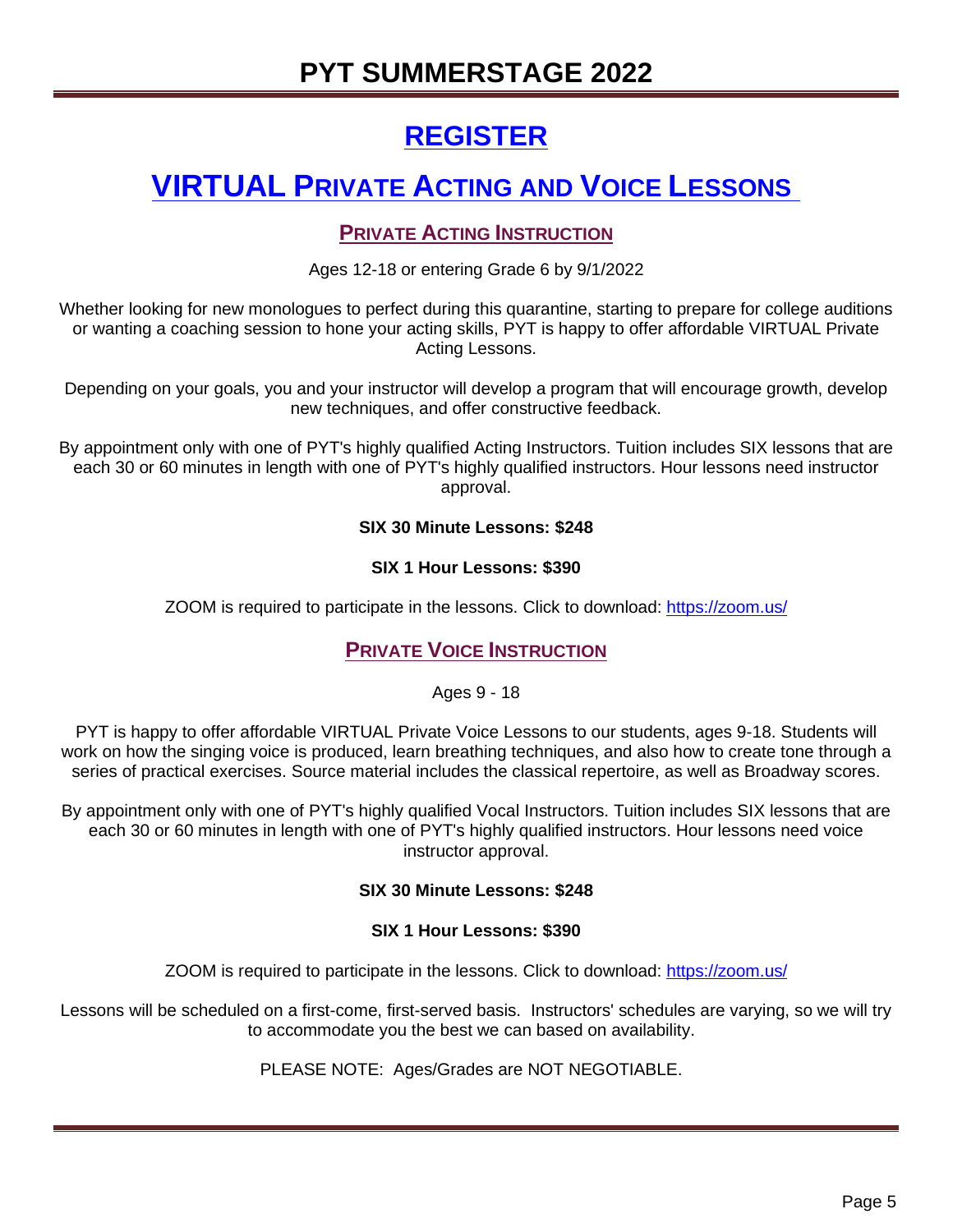# PYT SUMMERSTAGE 2022

## REGISTER

## VIRTUAL PRIVATE ACTING AND VOICE LESSONS

### PRIVATE ACTING INSTRUCTION

Ages 12-18 or entering Grade 6 by 9/1/2022

Whether looking for new monologues to perfect during this quarantine, starting to prepare for college auditions or wanting a coaching session to hone your acting skills, PYT is happy to offer affordable VIRTUAL Private Acting Lessons.

Depending on your goals, you and your instructor will develop a program that will encourage growth, develop new techniques, and offer constructive feedback.

By appointment only with one of PYT's highly qualified Acting Instructors. Tuition includes SIX lessons that are each 30 or 60 minutes in length with one of PYT's highly qualified instructors. Hour lessons need instructor approval.

**SIX 30 Minute Lessons: $248**

**SIX 1 Hour Lessons: $390**

ZOOM is required to participate in the lessons. Click to download: https://zoom.us/

### PRIVATE VOICE INSTRUCTION

Ages 9 - 18

PYT is happy to offer affordable VIRTUAL Private Voice Lessons to our students, ages 9-18. Students will work on how the singing voice is produced, learn breathing techniques, and also how to create tone through a series of practical exercises. Source material includes the classical repertoire, as well as Broadway scores.

By appointment only with one of PYT's highly qualified Vocal Instructors. Tuition includes SIX lessons that are each 30 or 60 minutes in length with one of PYT's highly qualified instructors. Hour lessons need voice instructor approval.

**SIX 30 Minute Lessons: $248**

**SIX 1 Hour Lessons: $390**

ZOOM is required to participate in the lessons. Click to download: https://zoom.us/

Lessons will be scheduled on a first-come, first-served basis. Instructors' schedules are varying, so we will try to accommodate you the best we can based on availability.

PLEASE NOTE: Ages/Grades are NOT NEGOTIABLE.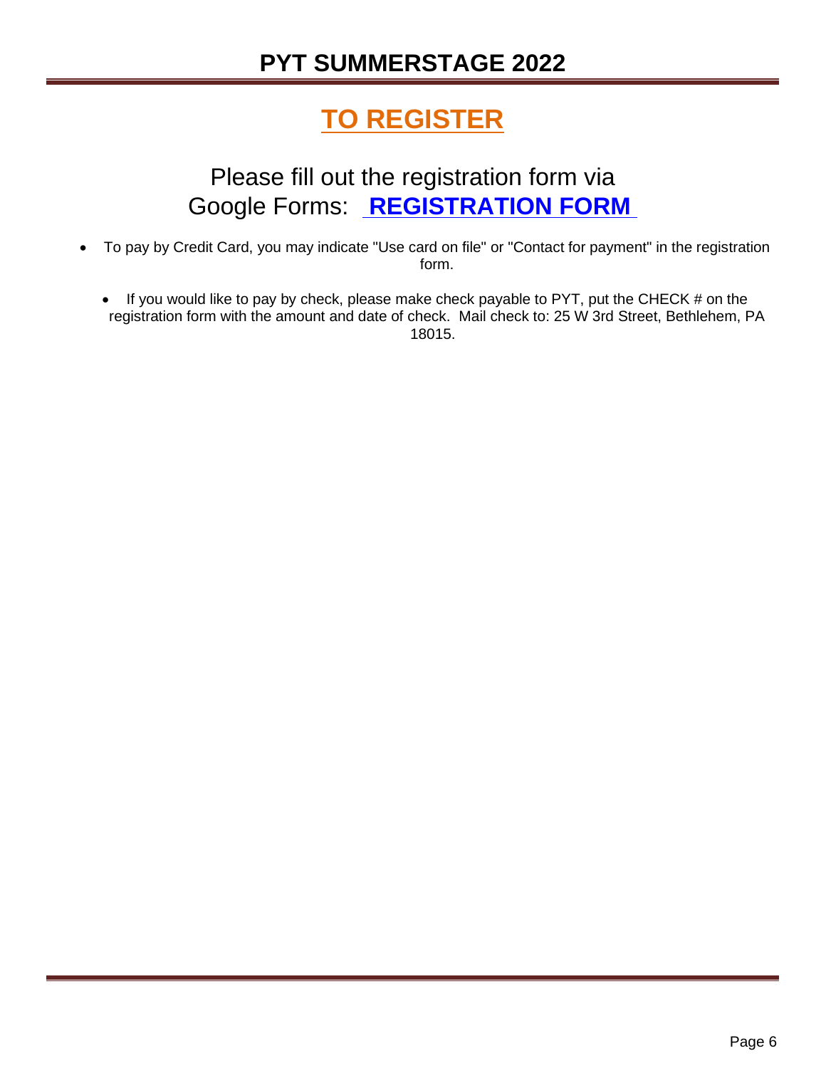## TO REGISTER

Please fill out the registration form via Google Forms: **REGISTRATION FORM**

- To pay by Credit Card, you may indicate "Use card on file" or "Contact for payment" in the registration form.

- If you would like to pay by check, please make check payable to PYT, put the CHECK # on the registration form with the amount and date of check. Mail check to: 25 W 3rd Street, Bethlehem, PA 18015.